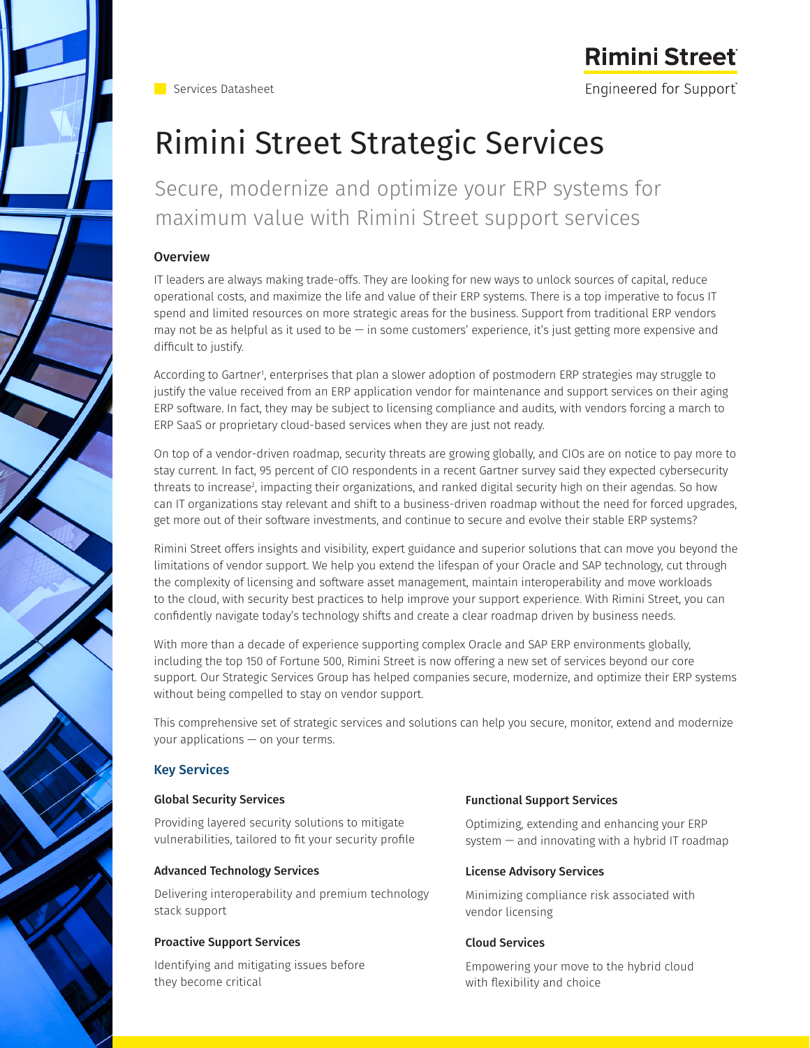Services Datasheet

Rimini Street
Engineered for Support

# Rimini Street Strategic Services

## Secure, modernize and optimize your ERP systems for maximum value with Rimini Street support services

### Overview

IT leaders are always making trade-offs. They are looking for new ways to unlock sources of capital, reduce operational costs, and maximize the life and value of their ERP systems. There is a top imperative to focus IT spend and limited resources on more strategic areas for the business. Support from traditional ERP vendors may not be as helpful as it used to be — in some customers' experience, it's just getting more expensive and difficult to justify.

According to Gartner[1], enterprises that plan a slower adoption of postmodern ERP strategies may struggle to justify the value received from an ERP application vendor for maintenance and support services on their aging ERP software. In fact, they may be subject to licensing compliance and audits, with vendors forcing a march to ERP SaaS or proprietary cloud-based services when they are just not ready.

On top of a vendor-driven roadmap, security threats are growing globally, and CIOs are on notice to pay more to stay current. In fact, 95 percent of CIO respondents in a recent Gartner survey said they expected cybersecurity threats to increase[2], impacting their organizations, and ranked digital security high on their agendas. So how can IT organizations stay relevant and shift to a business-driven roadmap without the need for forced upgrades, get more out of their software investments, and continue to secure and evolve their stable ERP systems?

Rimini Street offers insights and visibility, expert guidance and superior solutions that can move you beyond the limitations of vendor support. We help you extend the lifespan of your Oracle and SAP technology, cut through the complexity of licensing and software asset management, maintain interoperability and move workloads to the cloud, with security best practices to help improve your support experience. With Rimini Street, you can confidently navigate today's technology shifts and create a clear roadmap driven by business needs.

With more than a decade of experience supporting complex Oracle and SAP ERP environments globally, including the top 150 of Fortune 500, Rimini Street is now offering a new set of services beyond our core support. Our Strategic Services Group has helped companies secure, modernize, and optimize their ERP systems without being compelled to stay on vendor support.

This comprehensive set of strategic services and solutions can help you secure, monitor, extend and modernize your applications — on your terms.

### Key Services

**Global Security Services**

Providing layered security solutions to mitigate vulnerabilities, tailored to fit your security profile

**Advanced Technology Services**

Delivering interoperability and premium technology stack support

**Proactive Support Services**

Identifying and mitigating issues before they become critical

**Functional Support Services**

Optimizing, extending and enhancing your ERP system — and innovating with a hybrid IT roadmap

**License Advisory Services**

Minimizing compliance risk associated with vendor licensing

**Cloud Services**

Empowering your move to the hybrid cloud with flexibility and choice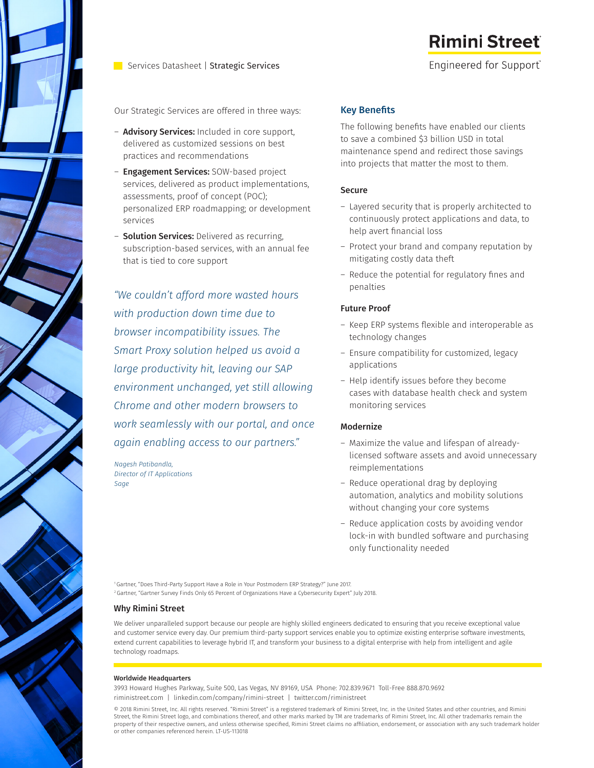Our Strategic Services are offered in three ways:

- **Advisory Services:** Included in core support, delivered as customized sessions on best practices and recommendations
- **Engagement Services:** SOW-based project services, delivered as product implementations, assessments, proof of concept (POC); personalized ERP roadmapping; or development services
- **Solution Services:** Delivered as recurring, subscription-based services, with an annual fee that is tied to core support

*"We couldn't afford more wasted hours with production down time due to browser incompatibility issues. The Smart Proxy solution helped us avoid a large productivity hit, leaving our SAP environment unchanged, yet still allowing Chrome and other modern browsers to work seamlessly with our portal, and once again enabling access to our partners."*

*Nagesh Patibandla,*
*Director of IT Applications*
*Sage*

## Key Benefits

The following benefits have enabled our clients to save a combined $3 billion USD in total maintenance spend and redirect those savings into projects that matter the most to them.

### Secure

- Layered security that is properly architected to continuously protect applications and data, to help avert financial loss
- Protect your brand and company reputation by mitigating costly data theft
- Reduce the potential for regulatory fines and penalties

### Future Proof

- Keep ERP systems flexible and interoperable as technology changes
- Ensure compatibility for customized, legacy applications
- Help identify issues before they become cases with database health check and system monitoring services

### Modernize

- Maximize the value and lifespan of already-licensed software assets and avoid unnecessary reimplementations
- Reduce operational drag by deploying automation, analytics and mobility solutions without changing your core systems
- Reduce application costs by avoiding vendor lock-in with bundled software and purchasing only functionality needed

[1] Gartner, "Does Third-Party Support Have a Role in Your Postmodern ERP Strategy?" June 2017.
[2] Gartner, "Gartner Survey Finds Only 65 Percent of Organizations Have a Cybersecurity Expert" July 2018.

## Why Rimini Street

We deliver unparalleled support because our people are highly skilled engineers dedicated to ensuring that you receive exceptional value and customer service every day. Our premium third-party support services enable you to optimize existing enterprise software investments, extend current capabilities to leverage hybrid IT, and transform your business to a digital enterprise with help from intelligent and agile technology roadmaps.

**Worldwide Headquarters**
3993 Howard Hughes Parkway, Suite 500, Las Vegas, NV 89169, USA Phone: 702.839.9671 Toll-Free 888.870.9692
riministreet.com | linkedin.com/company/rimini-street | twitter.com/riministreet

© 2018 Rimini Street, Inc. All rights reserved. "Rimini Street" is a registered trademark of Rimini Street, Inc. in the United States and other countries, and Rimini Street, the Rimini Street logo, and combinations thereof, and other marks marked by TM are trademarks of Rimini Street, Inc. All other trademarks remain the property of their respective owners, and unless otherwise specified, Rimini Street claims no affiliation, endorsement, or association with any such trademark holder or other companies referenced herein. LT-US-113018